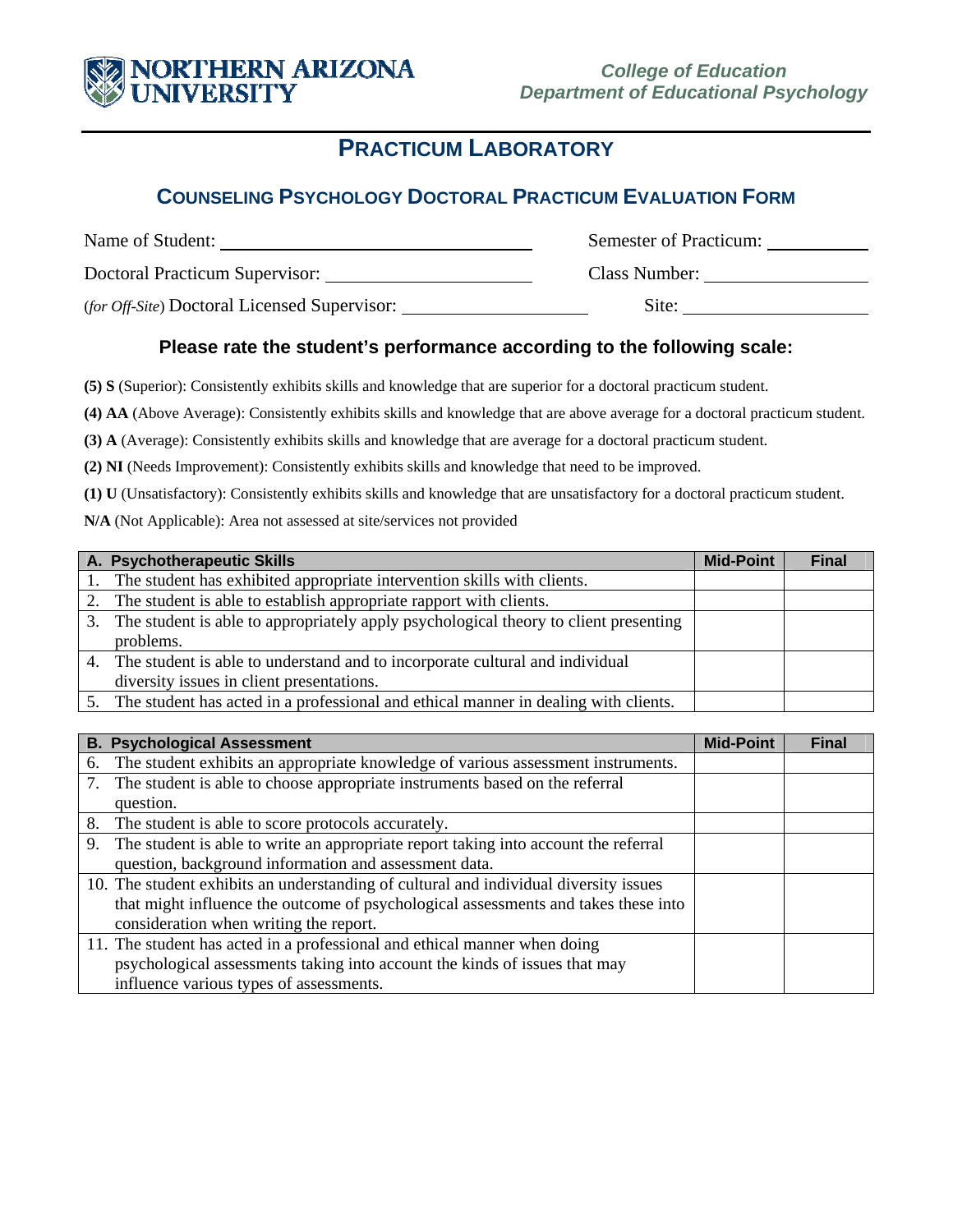**NORTHERN ARIZONA UNIVERSITY**

*College of Education*
*Department of Educational Psychology*

# PRACTICUM LABORATORY

## COUNSELING PSYCHOLOGY DOCTORAL PRACTICUM EVALUATION FORM

Name of Student: ______________________ Semester of Practicum: __________

Doctoral Practicum Supervisor: ______________________ Class Number: __________

(*for Off-Site*) Doctoral Licensed Supervisor: ______________________ Site: __________

### Please rate the student's performance according to the following scale:

**(5) S** (Superior): Consistently exhibits skills and knowledge that are superior for a doctoral practicum student.

**(4) AA** (Above Average): Consistently exhibits skills and knowledge that are above average for a doctoral practicum student.

**(3) A** (Average): Consistently exhibits skills and knowledge that are average for a doctoral practicum student.

**(2) NI** (Needs Improvement): Consistently exhibits skills and knowledge that need to be improved.

**(1) U** (Unsatisfactory): Consistently exhibits skills and knowledge that are unsatisfactory for a doctoral practicum student.

**N/A** (Not Applicable): Area not assessed at site/services not provided

| A. Psychotherapeutic Skills | Mid-Point | Final |
|---|---|---|
| 1. The student has exhibited appropriate intervention skills with clients. | | |
| 2. The student is able to establish appropriate rapport with clients. | | |
| 3. The student is able to appropriately apply psychological theory to client presenting problems. | | |
| 4. The student is able to understand and to incorporate cultural and individual diversity issues in client presentations. | | |
| 5. The student has acted in a professional and ethical manner in dealing with clients. | | |

| B. Psychological Assessment | Mid-Point | Final |
|---|---|---|
| 6. The student exhibits an appropriate knowledge of various assessment instruments. | | |
| 7. The student is able to choose appropriate instruments based on the referral question. | | |
| 8. The student is able to score protocols accurately. | | |
| 9. The student is able to write an appropriate report taking into account the referral question, background information and assessment data. | | |
| 10. The student exhibits an understanding of cultural and individual diversity issues that might influence the outcome of psychological assessments and takes these into consideration when writing the report. | | |
| 11. The student has acted in a professional and ethical manner when doing psychological assessments taking into account the kinds of issues that may influence various types of assessments. | | |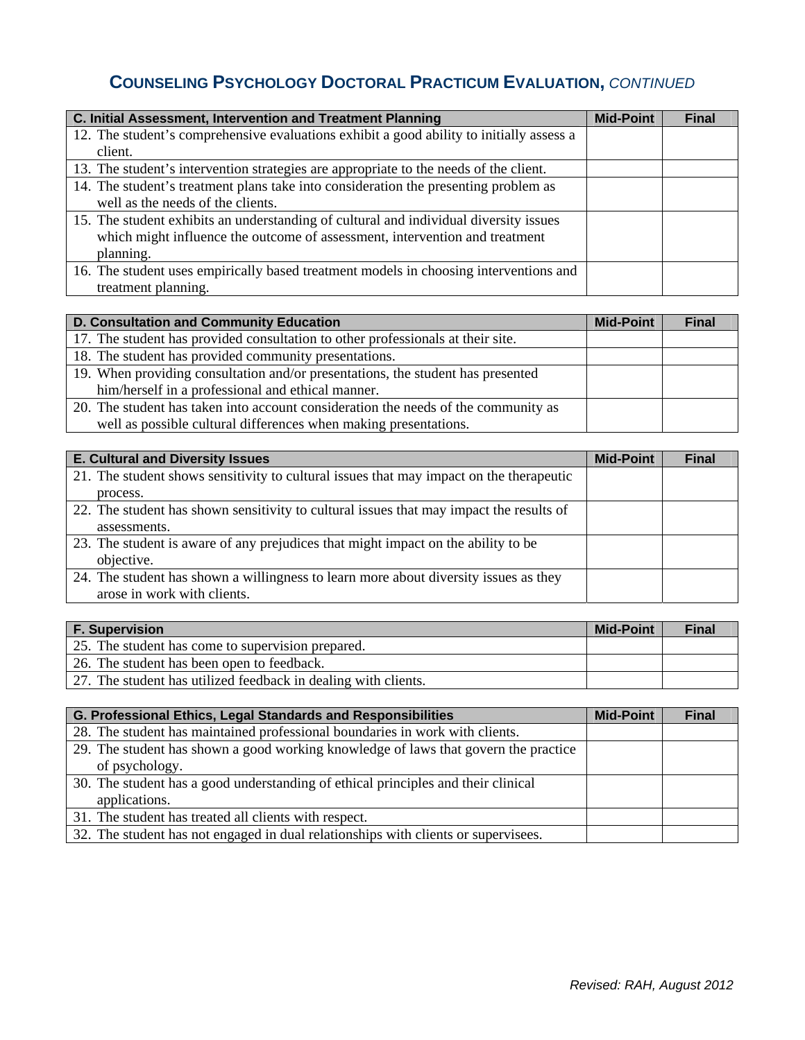## COUNSELING PSYCHOLOGY DOCTORAL PRACTICUM EVALUATION, *CONTINUED*

| C. Initial Assessment, Intervention and Treatment Planning | Mid-Point | Final |
|---|---|---|
| 12. The student's comprehensive evaluations exhibit a good ability to initially assess a client. | | |
| 13. The student's intervention strategies are appropriate to the needs of the client. | | |
| 14. The student's treatment plans take into consideration the presenting problem as well as the needs of the clients. | | |
| 15. The student exhibits an understanding of cultural and individual diversity issues which might influence the outcome of assessment, intervention and treatment planning. | | |
| 16. The student uses empirically based treatment models in choosing interventions and treatment planning. | | |

| D. Consultation and Community Education | Mid-Point | Final |
|---|---|---|
| 17. The student has provided consultation to other professionals at their site. | | |
| 18. The student has provided community presentations. | | |
| 19. When providing consultation and/or presentations, the student has presented him/herself in a professional and ethical manner. | | |
| 20. The student has taken into account consideration the needs of the community as well as possible cultural differences when making presentations. | | |

| E. Cultural and Diversity Issues | Mid-Point | Final |
|---|---|---|
| 21. The student shows sensitivity to cultural issues that may impact on the therapeutic process. | | |
| 22. The student has shown sensitivity to cultural issues that may impact the results of assessments. | | |
| 23. The student is aware of any prejudices that might impact on the ability to be objective. | | |
| 24. The student has shown a willingness to learn more about diversity issues as they arose in work with clients. | | |

| F. Supervision | Mid-Point | Final |
|---|---|---|
| 25. The student has come to supervision prepared. | | |
| 26. The student has been open to feedback. | | |
| 27. The student has utilized feedback in dealing with clients. | | |

| G. Professional Ethics, Legal Standards and Responsibilities | Mid-Point | Final |
|---|---|---|
| 28. The student has maintained professional boundaries in work with clients. | | |
| 29. The student has shown a good working knowledge of laws that govern the practice of psychology. | | |
| 30. The student has a good understanding of ethical principles and their clinical applications. | | |
| 31. The student has treated all clients with respect. | | |
| 32. The student has not engaged in dual relationships with clients or supervisees. | | |

*Revised: RAH, August 2012*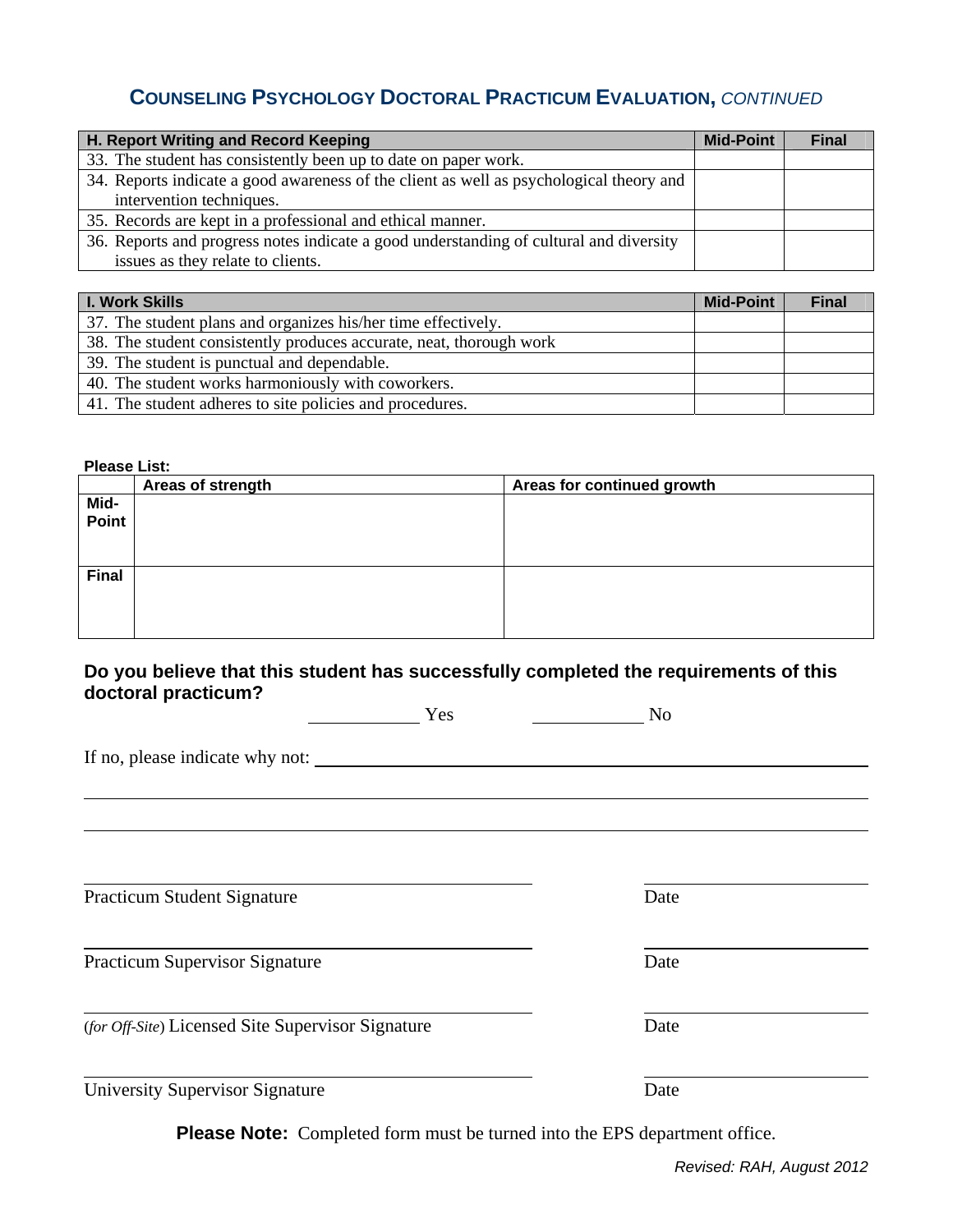## COUNSELING PSYCHOLOGY DOCTORAL PRACTICUM EVALUATION, *CONTINUED*

| H. Report Writing and Record Keeping | Mid-Point | Final |
|---|---|---|
| 33. The student has consistently been up to date on paper work. | | |
| 34. Reports indicate a good awareness of the client as well as psychological theory and intervention techniques. | | |
| 35. Records are kept in a professional and ethical manner. | | |
| 36. Reports and progress notes indicate a good understanding of cultural and diversity issues as they relate to clients. | | |

| I. Work Skills | Mid-Point | Final |
|---|---|---|
| 37. The student plans and organizes his/her time effectively. | | |
| 38. The student consistently produces accurate, neat, thorough work | | |
| 39. The student is punctual and dependable. | | |
| 40. The student works harmoniously with coworkers. | | |
| 41. The student adheres to site policies and procedures. | | |

**Please List:**

| | Areas of strength | Areas for continued growth |
|---|---|---|
| **Mid-Point** | | |
| **Final** | | |

**Do you believe that this student has successfully completed the requirements of this doctoral practicum?**

\_\_\_\_\_\_\_\_\_\_\_\_ Yes \_\_\_\_\_\_\_\_\_\_\_\_ No

If no, please indicate why not: \_\_\_\_\_\_\_\_\_\_\_\_\_\_\_\_\_\_\_\_\_\_\_\_\_\_\_\_\_\_\_\_\_\_\_\_\_\_\_\_

\_\_\_\_\_\_\_\_\_\_\_\_\_\_\_\_\_\_\_\_\_\_\_\_\_\_\_\_\_\_\_\_\_\_\_\_\_\_\_\_\_\_\_\_\_\_\_\_\_\_\_\_\_\_\_\_\_\_\_\_\_\_\_\_

\_\_\_\_\_\_\_\_\_\_\_\_\_\_\_\_\_\_\_\_\_\_\_\_\_\_\_\_\_\_\_\_\_\_\_\_\_\_\_\_\_\_\_\_\_\_\_\_\_\_\_\_\_\_\_\_\_\_\_\_\_\_\_\_

\_\_\_\_\_\_\_\_\_\_\_\_\_\_\_\_\_\_\_\_\_\_\_\_\_\_\_\_\_\_\_\_\_\_\_\_ \_\_\_\_\_\_\_\_\_\_\_\_\_\_\_\_\_\_

Practicum Student Signature Date

\_\_\_\_\_\_\_\_\_\_\_\_\_\_\_\_\_\_\_\_\_\_\_\_\_\_\_\_\_\_\_\_\_\_\_\_ \_\_\_\_\_\_\_\_\_\_\_\_\_\_\_\_\_\_

Practicum Supervisor Signature Date

\_\_\_\_\_\_\_\_\_\_\_\_\_\_\_\_\_\_\_\_\_\_\_\_\_\_\_\_\_\_\_\_\_\_\_\_ \_\_\_\_\_\_\_\_\_\_\_\_\_\_\_\_\_\_

(*for Off-Site*) Licensed Site Supervisor Signature Date

\_\_\_\_\_\_\_\_\_\_\_\_\_\_\_\_\_\_\_\_\_\_\_\_\_\_\_\_\_\_\_\_\_\_\_\_ \_\_\_\_\_\_\_\_\_\_\_\_\_\_\_\_\_\_

University Supervisor Signature Date

**Please Note:** Completed form must be turned into the EPS department office.

*Revised: RAH, August 2012*